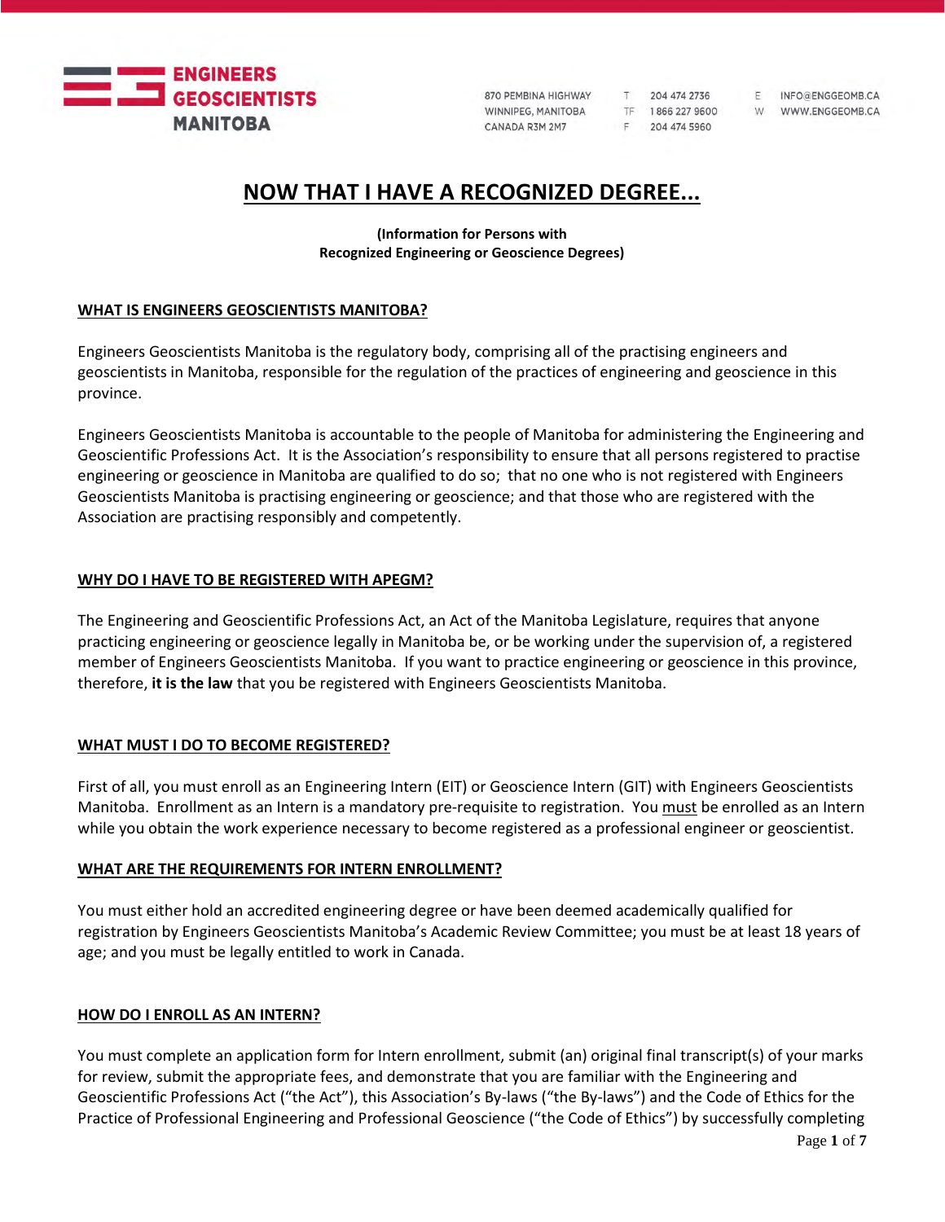ENGINEERS GEOSCIENTISTS MANITOBA

870 PEMBINA HIGHWAY
WINNIPEG, MANITOBA
CANADA R3M 2M7

T 204 474 2736
TF 1 866 227 9600
F 204 474 5960

E INFO@ENGGEOMB.CA
W WWW.ENGGEOMB.CA

# NOW THAT I HAVE A RECOGNIZED DEGREE...

**(Information for Persons with Recognized Engineering or Geoscience Degrees)**

## WHAT IS ENGINEERS GEOSCIENTISTS MANITOBA?

Engineers Geoscientists Manitoba is the regulatory body, comprising all of the practising engineers and geoscientists in Manitoba, responsible for the regulation of the practices of engineering and geoscience in this province.

Engineers Geoscientists Manitoba is accountable to the people of Manitoba for administering the Engineering and Geoscientific Professions Act. It is the Association's responsibility to ensure that all persons registered to practise engineering or geoscience in Manitoba are qualified to do so; that no one who is not registered with Engineers Geoscientists Manitoba is practising engineering or geoscience; and that those who are registered with the Association are practising responsibly and competently.

## WHY DO I HAVE TO BE REGISTERED WITH APEGM?

The Engineering and Geoscientific Professions Act, an Act of the Manitoba Legislature, requires that anyone practicing engineering or geoscience legally in Manitoba be, or be working under the supervision of, a registered member of Engineers Geoscientists Manitoba. If you want to practice engineering or geoscience in this province, therefore, **it is the law** that you be registered with Engineers Geoscientists Manitoba.

## WHAT MUST I DO TO BECOME REGISTERED?

First of all, you must enroll as an Engineering Intern (EIT) or Geoscience Intern (GIT) with Engineers Geoscientists Manitoba. Enrollment as an Intern is a mandatory pre-requisite to registration. You must be enrolled as an Intern while you obtain the work experience necessary to become registered as a professional engineer or geoscientist.

## WHAT ARE THE REQUIREMENTS FOR INTERN ENROLLMENT?

You must either hold an accredited engineering degree or have been deemed academically qualified for registration by Engineers Geoscientists Manitoba's Academic Review Committee; you must be at least 18 years of age; and you must be legally entitled to work in Canada.

## HOW DO I ENROLL AS AN INTERN?

You must complete an application form for Intern enrollment, submit (an) original final transcript(s) of your marks for review, submit the appropriate fees, and demonstrate that you are familiar with the Engineering and Geoscientific Professions Act ("the Act"), this Association's By-laws ("the By-laws") and the Code of Ethics for the Practice of Professional Engineering and Professional Geoscience ("the Code of Ethics") by successfully completing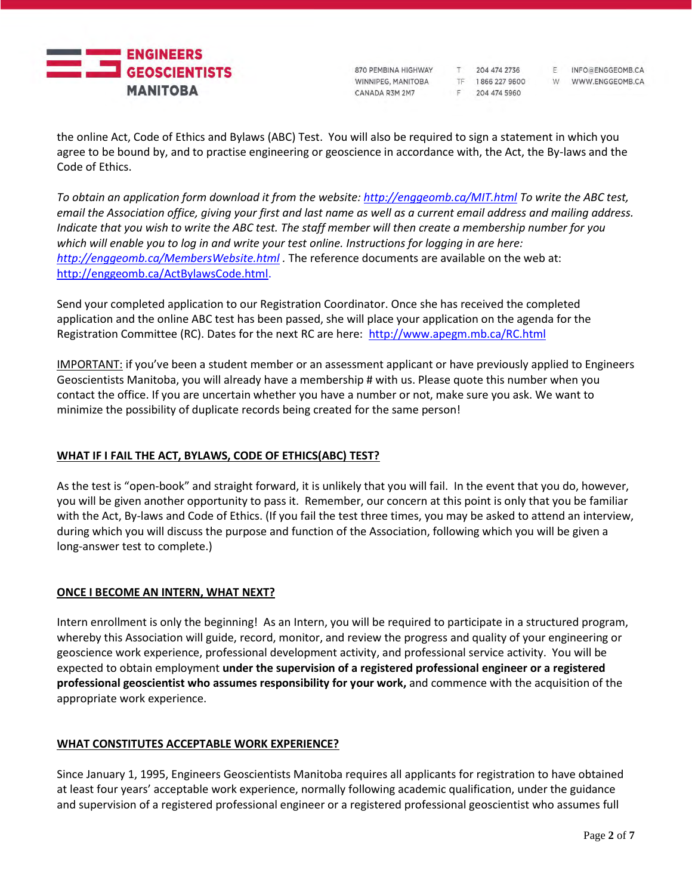the online Act, Code of Ethics and Bylaws (ABC) Test. You will also be required to sign a statement in which you agree to be bound by, and to practise engineering or geoscience in accordance with, the Act, the By-laws and the Code of Ethics.

*To obtain an application form download it from the website: [http://enggeomb.ca/MIT.html](http://enggeomb.ca/MIT.html) To write the ABC test, email the Association office, giving your first and last name as well as a current email address and mailing address. Indicate that you wish to write the ABC test. The staff member will then create a membership number for you which will enable you to log in and write your test online. Instructions for logging in are here: [http://enggeomb.ca/MembersWebsite.html](http://enggeomb.ca/MembersWebsite.html)* . The reference documents are available on the web at: [http://enggeomb.ca/ActBylawsCode.html](http://enggeomb.ca/ActBylawsCode.html).

Send your completed application to our Registration Coordinator. Once she has received the completed application and the online ABC test has been passed, she will place your application on the agenda for the Registration Committee (RC). Dates for the next RC are here: [http://www.apegm.mb.ca/RC.html](http://www.apegm.mb.ca/RC.html)

IMPORTANT: if you've been a student member or an assessment applicant or have previously applied to Engineers Geoscientists Manitoba, you will already have a membership # with us. Please quote this number when you contact the office. If you are uncertain whether you have a number or not, make sure you ask. We want to minimize the possibility of duplicate records being created for the same person!

## WHAT IF I FAIL THE ACT, BYLAWS, CODE OF ETHICS(ABC) TEST?

As the test is "open-book" and straight forward, it is unlikely that you will fail. In the event that you do, however, you will be given another opportunity to pass it. Remember, our concern at this point is only that you be familiar with the Act, By-laws and Code of Ethics. (If you fail the test three times, you may be asked to attend an interview, during which you will discuss the purpose and function of the Association, following which you will be given a long-answer test to complete.)

## ONCE I BECOME AN INTERN, WHAT NEXT?

Intern enrollment is only the beginning! As an Intern, you will be required to participate in a structured program, whereby this Association will guide, record, monitor, and review the progress and quality of your engineering or geoscience work experience, professional development activity, and professional service activity. You will be expected to obtain employment **under the supervision of a registered professional engineer or a registered professional geoscientist who assumes responsibility for your work,** and commence with the acquisition of the appropriate work experience.

## WHAT CONSTITUTES ACCEPTABLE WORK EXPERIENCE?

Since January 1, 1995, Engineers Geoscientists Manitoba requires all applicants for registration to have obtained at least four years' acceptable work experience, normally following academic qualification, under the guidance and supervision of a registered professional engineer or a registered professional geoscientist who assumes full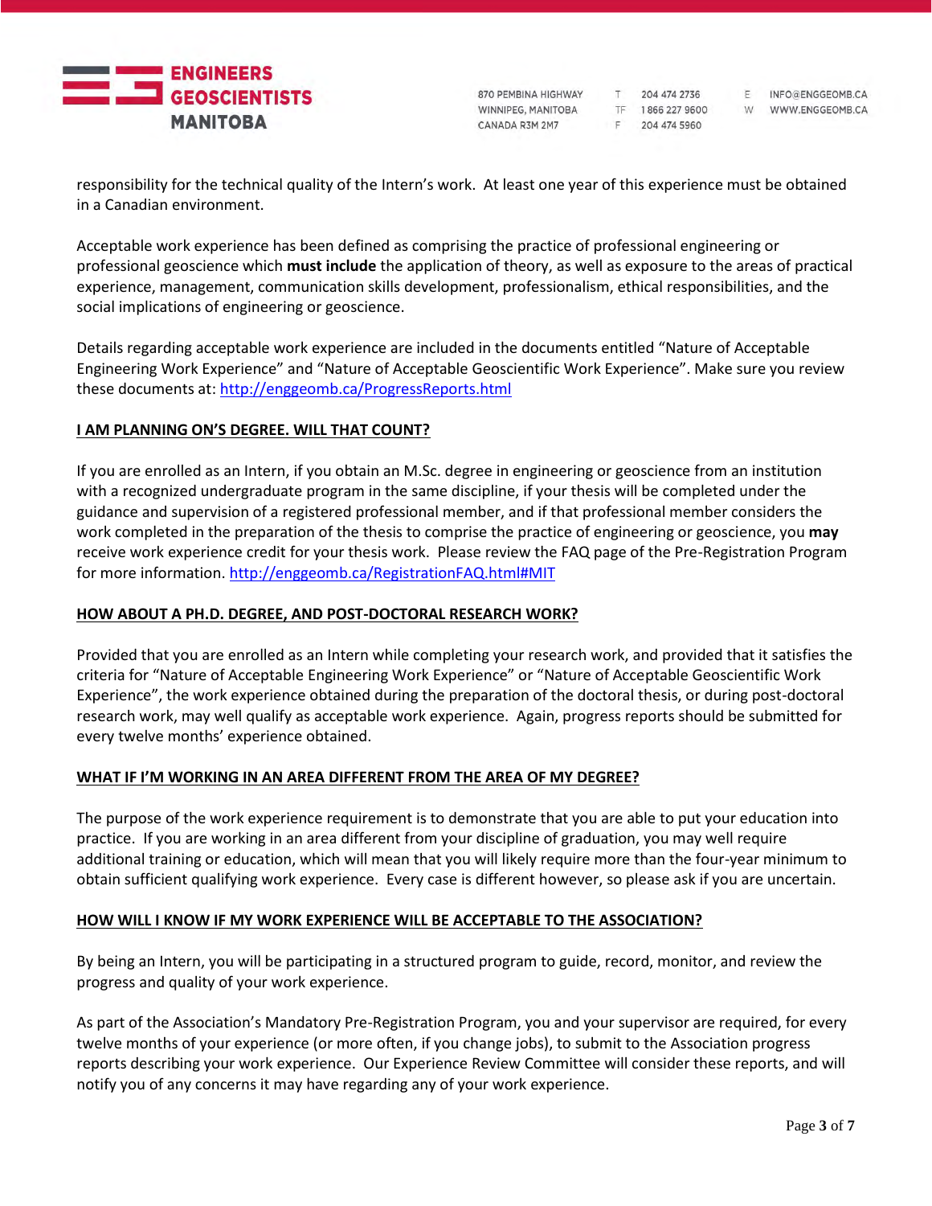responsibility for the technical quality of the Intern's work. At least one year of this experience must be obtained in a Canadian environment.

Acceptable work experience has been defined as comprising the practice of professional engineering or professional geoscience which **must include** the application of theory, as well as exposure to the areas of practical experience, management, communication skills development, professionalism, ethical responsibilities, and the social implications of engineering or geoscience.

Details regarding acceptable work experience are included in the documents entitled "Nature of Acceptable Engineering Work Experience" and "Nature of Acceptable Geoscientific Work Experience". Make sure you review these documents at: http://enggeomb.ca/ProgressReports.html

## I AM PLANNING ON'S DEGREE. WILL THAT COUNT?

If you are enrolled as an Intern, if you obtain an M.Sc. degree in engineering or geoscience from an institution with a recognized undergraduate program in the same discipline, if your thesis will be completed under the guidance and supervision of a registered professional member, and if that professional member considers the work completed in the preparation of the thesis to comprise the practice of engineering or geoscience, you **may** receive work experience credit for your thesis work. Please review the FAQ page of the Pre-Registration Program for more information. http://enggeomb.ca/RegistrationFAQ.html#MIT

## HOW ABOUT A PH.D. DEGREE, AND POST-DOCTORAL RESEARCH WORK?

Provided that you are enrolled as an Intern while completing your research work, and provided that it satisfies the criteria for "Nature of Acceptable Engineering Work Experience" or "Nature of Acceptable Geoscientific Work Experience", the work experience obtained during the preparation of the doctoral thesis, or during post-doctoral research work, may well qualify as acceptable work experience. Again, progress reports should be submitted for every twelve months' experience obtained.

## WHAT IF I'M WORKING IN AN AREA DIFFERENT FROM THE AREA OF MY DEGREE?

The purpose of the work experience requirement is to demonstrate that you are able to put your education into practice. If you are working in an area different from your discipline of graduation, you may well require additional training or education, which will mean that you will likely require more than the four-year minimum to obtain sufficient qualifying work experience. Every case is different however, so please ask if you are uncertain.

## HOW WILL I KNOW IF MY WORK EXPERIENCE WILL BE ACCEPTABLE TO THE ASSOCIATION?

By being an Intern, you will be participating in a structured program to guide, record, monitor, and review the progress and quality of your work experience.

As part of the Association's Mandatory Pre-Registration Program, you and your supervisor are required, for every twelve months of your experience (or more often, if you change jobs), to submit to the Association progress reports describing your work experience. Our Experience Review Committee will consider these reports, and will notify you of any concerns it may have regarding any of your work experience.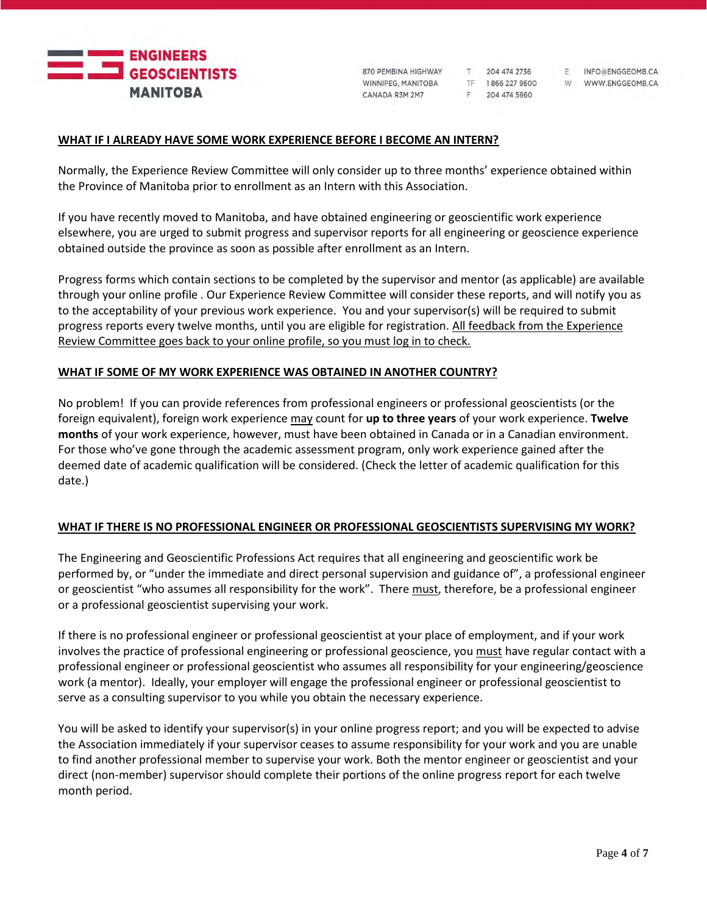## WHAT IF I ALREADY HAVE SOME WORK EXPERIENCE BEFORE I BECOME AN INTERN?

Normally, the Experience Review Committee will only consider up to three months' experience obtained within the Province of Manitoba prior to enrollment as an Intern with this Association.

If you have recently moved to Manitoba, and have obtained engineering or geoscientific work experience elsewhere, you are urged to submit progress and supervisor reports for all engineering or geoscience experience obtained outside the province as soon as possible after enrollment as an Intern.

Progress forms which contain sections to be completed by the supervisor and mentor (as applicable) are available through your online profile . Our Experience Review Committee will consider these reports, and will notify you as to the acceptability of your previous work experience. You and your supervisor(s) will be required to submit progress reports every twelve months, until you are eligible for registration. <u>All feedback from the Experience Review Committee goes back to your online profile, so you must log in to check.</u>

## WHAT IF SOME OF MY WORK EXPERIENCE WAS OBTAINED IN ANOTHER COUNTRY?

No problem! If you can provide references from professional engineers or professional geoscientists (or the foreign equivalent), foreign work experience <u>may</u> count for **up to three years** of your work experience. **Twelve months** of your work experience, however, must have been obtained in Canada or in a Canadian environment. For those who've gone through the academic assessment program, only work experience gained after the deemed date of academic qualification will be considered. (Check the letter of academic qualification for this date.)

## WHAT IF THERE IS NO PROFESSIONAL ENGINEER OR PROFESSIONAL GEOSCIENTISTS SUPERVISING MY WORK?

The Engineering and Geoscientific Professions Act requires that all engineering and geoscientific work be performed by, or "under the immediate and direct personal supervision and guidance of", a professional engineer or geoscientist "who assumes all responsibility for the work". There <u>must</u>, therefore, be a professional engineer or a professional geoscientist supervising your work.

If there is no professional engineer or professional geoscientist at your place of employment, and if your work involves the practice of professional engineering or professional geoscience, you <u>must</u> have regular contact with a professional engineer or professional geoscientist who assumes all responsibility for your engineering/geoscience work (a mentor). Ideally, your employer will engage the professional engineer or professional geoscientist to serve as a consulting supervisor to you while you obtain the necessary experience.

You will be asked to identify your supervisor(s) in your online progress report; and you will be expected to advise the Association immediately if your supervisor ceases to assume responsibility for your work and you are unable to find another professional member to supervise your work. Both the mentor engineer or geoscientist and your direct (non-member) supervisor should complete their portions of the online progress report for each twelve month period.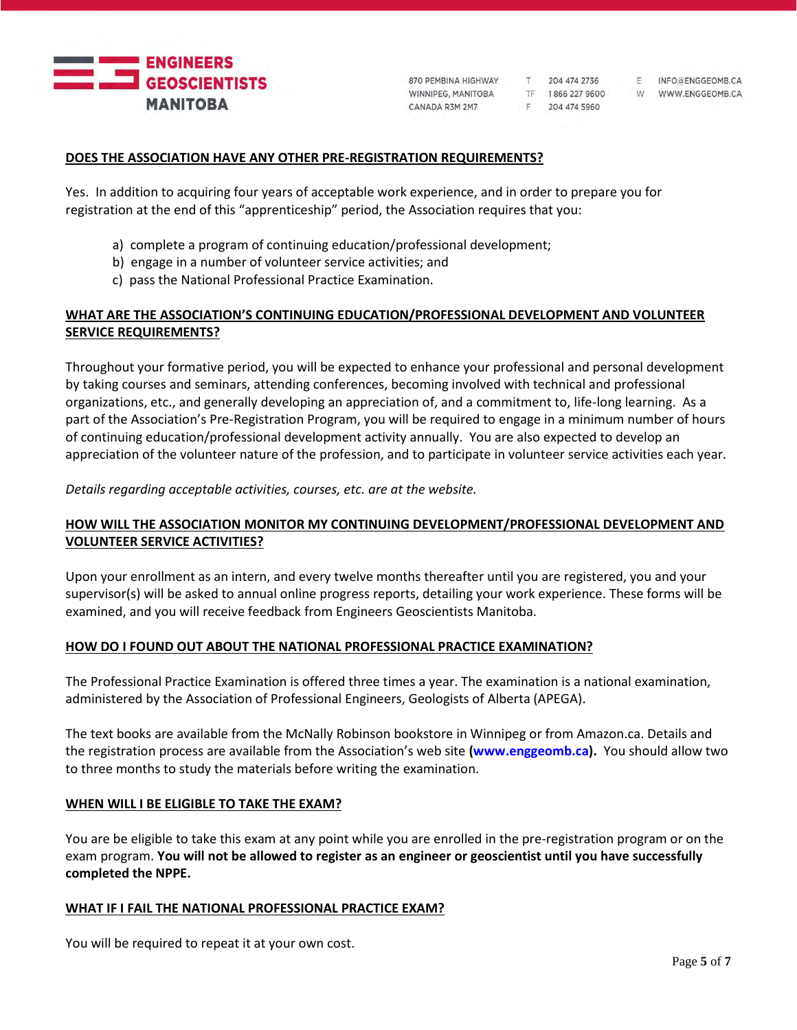## DOES THE ASSOCIATION HAVE ANY OTHER PRE-REGISTRATION REQUIREMENTS?

Yes. In addition to acquiring four years of acceptable work experience, and in order to prepare you for registration at the end of this "apprenticeship" period, the Association requires that you:

a) complete a program of continuing education/professional development;
b) engage in a number of volunteer service activities; and
c) pass the National Professional Practice Examination.

## WHAT ARE THE ASSOCIATION'S CONTINUING EDUCATION/PROFESSIONAL DEVELOPMENT AND VOLUNTEER SERVICE REQUIREMENTS?

Throughout your formative period, you will be expected to enhance your professional and personal development by taking courses and seminars, attending conferences, becoming involved with technical and professional organizations, etc., and generally developing an appreciation of, and a commitment to, life-long learning. As a part of the Association's Pre-Registration Program, you will be required to engage in a minimum number of hours of continuing education/professional development activity annually. You are also expected to develop an appreciation of the volunteer nature of the profession, and to participate in volunteer service activities each year.

*Details regarding acceptable activities, courses, etc. are at the website.*

## HOW WILL THE ASSOCIATION MONITOR MY CONTINUING DEVELOPMENT/PROFESSIONAL DEVELOPMENT AND VOLUNTEER SERVICE ACTIVITIES?

Upon your enrollment as an intern, and every twelve months thereafter until you are registered, you and your supervisor(s) will be asked to annual online progress reports, detailing your work experience. These forms will be examined, and you will receive feedback from Engineers Geoscientists Manitoba.

## HOW DO I FOUND OUT ABOUT THE NATIONAL PROFESSIONAL PRACTICE EXAMINATION?

The Professional Practice Examination is offered three times a year. The examination is a national examination, administered by the Association of Professional Engineers, Geologists of Alberta (APEGA).

The text books are available from the McNally Robinson bookstore in Winnipeg or from Amazon.ca. Details and the registration process are available from the Association's web site **(www.enggeomb.ca).** You should allow two to three months to study the materials before writing the examination.

## WHEN WILL I BE ELIGIBLE TO TAKE THE EXAM?

You are be eligible to take this exam at any point while you are enrolled in the pre-registration program or on the exam program. **You will not be allowed to register as an engineer or geoscientist until you have successfully completed the NPPE.**

## WHAT IF I FAIL THE NATIONAL PROFESSIONAL PRACTICE EXAM?

You will be required to repeat it at your own cost.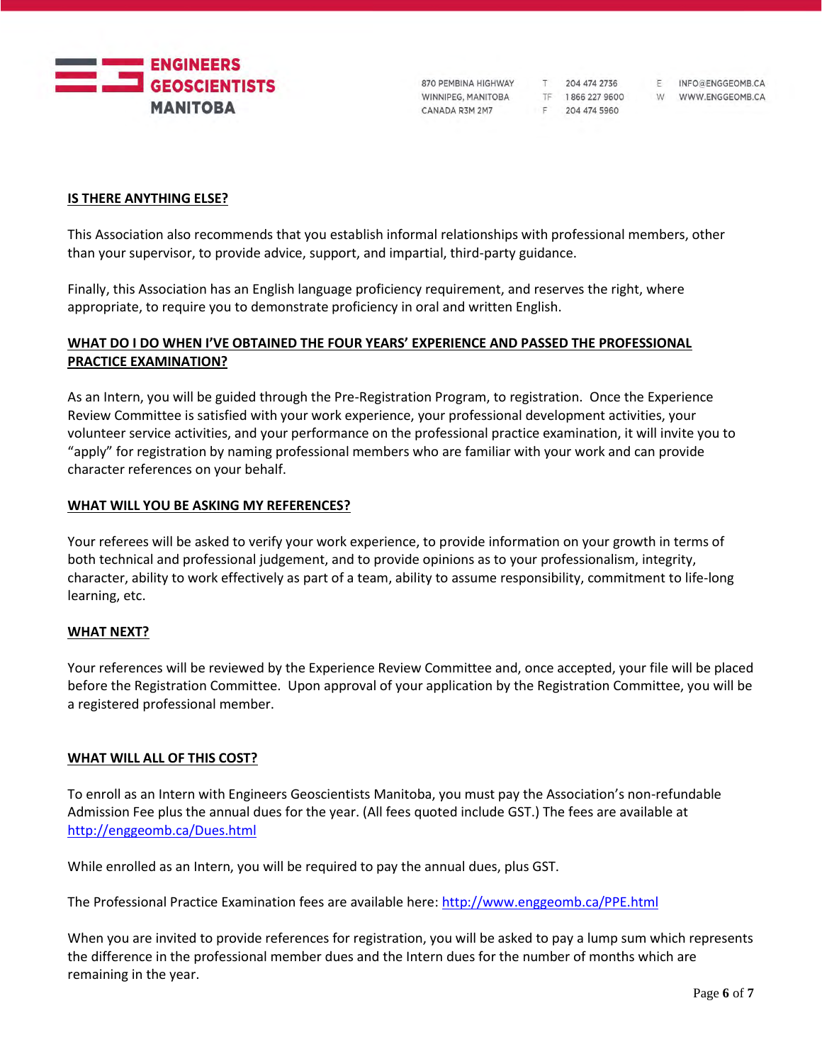## IS THERE ANYTHING ELSE?

This Association also recommends that you establish informal relationships with professional members, other than your supervisor, to provide advice, support, and impartial, third-party guidance.

Finally, this Association has an English language proficiency requirement, and reserves the right, where appropriate, to require you to demonstrate proficiency in oral and written English.

## WHAT DO I DO WHEN I'VE OBTAINED THE FOUR YEARS' EXPERIENCE AND PASSED THE PROFESSIONAL PRACTICE EXAMINATION?

As an Intern, you will be guided through the Pre-Registration Program, to registration. Once the Experience Review Committee is satisfied with your work experience, your professional development activities, your volunteer service activities, and your performance on the professional practice examination, it will invite you to "apply" for registration by naming professional members who are familiar with your work and can provide character references on your behalf.

## WHAT WILL YOU BE ASKING MY REFERENCES?

Your referees will be asked to verify your work experience, to provide information on your growth in terms of both technical and professional judgement, and to provide opinions as to your professionalism, integrity, character, ability to work effectively as part of a team, ability to assume responsibility, commitment to life-long learning, etc.

## WHAT NEXT?

Your references will be reviewed by the Experience Review Committee and, once accepted, your file will be placed before the Registration Committee. Upon approval of your application by the Registration Committee, you will be a registered professional member.

## WHAT WILL ALL OF THIS COST?

To enroll as an Intern with Engineers Geoscientists Manitoba, you must pay the Association's non-refundable Admission Fee plus the annual dues for the year. (All fees quoted include GST.) The fees are available at http://enggeomb.ca/Dues.html

While enrolled as an Intern, you will be required to pay the annual dues, plus GST.

The Professional Practice Examination fees are available here: http://www.enggeomb.ca/PPE.html

When you are invited to provide references for registration, you will be asked to pay a lump sum which represents the difference in the professional member dues and the Intern dues for the number of months which are remaining in the year.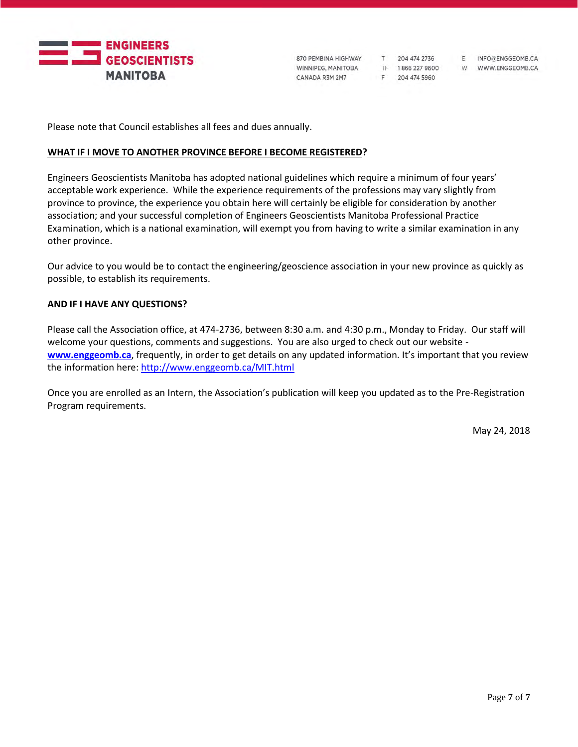Please note that Council establishes all fees and dues annually.

## **WHAT IF I MOVE TO ANOTHER PROVINCE BEFORE I BECOME REGISTERED?**

Engineers Geoscientists Manitoba has adopted national guidelines which require a minimum of four years' acceptable work experience. While the experience requirements of the professions may vary slightly from province to province, the experience you obtain here will certainly be eligible for consideration by another association; and your successful completion of Engineers Geoscientists Manitoba Professional Practice Examination, which is a national examination, will exempt you from having to write a similar examination in any other province.

Our advice to you would be to contact the engineering/geoscience association in your new province as quickly as possible, to establish its requirements.

## **AND IF I HAVE ANY QUESTIONS?**

Please call the Association office, at 474-2736, between 8:30 a.m. and 4:30 p.m., Monday to Friday. Our staff will welcome your questions, comments and suggestions. You are also urged to check out our website - **www.enggeomb.ca**, frequently, in order to get details on any updated information. It's important that you review the information here: http://www.enggeomb.ca/MIT.html

Once you are enrolled as an Intern, the Association's publication will keep you updated as to the Pre-Registration Program requirements.

May 24, 2018